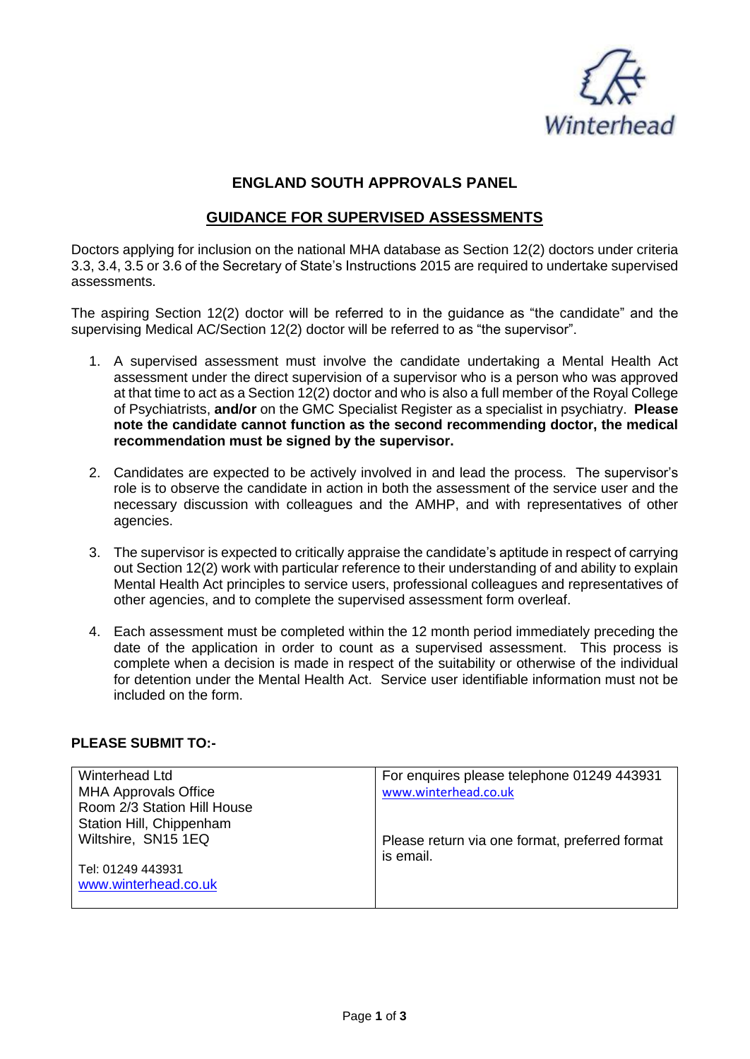Winterhead

# ENGLAND SOUTH APPROVALS PANEL

## GUIDANCE FOR SUPERVISED ASSESSMENTS

Doctors applying for inclusion on the national MHA database as Section 12(2) doctors under criteria 3.3, 3.4, 3.5 or 3.6 of the Secretary of State's Instructions 2015 are required to undertake supervised assessments.

The aspiring Section 12(2) doctor will be referred to in the guidance as "the candidate" and the supervising Medical AC/Section 12(2) doctor will be referred to as "the supervisor".

1. A supervised assessment must involve the candidate undertaking a Mental Health Act assessment under the direct supervision of a supervisor who is a person who was approved at that time to act as a Section 12(2) doctor and who is also a full member of the Royal College of Psychiatrists, **and/or** on the GMC Specialist Register as a specialist in psychiatry. **Please note the candidate cannot function as the second recommending doctor, the medical recommendation must be signed by the supervisor.**

2. Candidates are expected to be actively involved in and lead the process. The supervisor's role is to observe the candidate in action in both the assessment of the service user and the necessary discussion with colleagues and the AMHP, and with representatives of other agencies.

3. The supervisor is expected to critically appraise the candidate's aptitude in respect of carrying out Section 12(2) work with particular reference to their understanding of and ability to explain Mental Health Act principles to service users, professional colleagues and representatives of other agencies, and to complete the supervised assessment form overleaf.

4. Each assessment must be completed within the 12 month period immediately preceding the date of the application in order to count as a supervised assessment. This process is complete when a decision is made in respect of the suitability or otherwise of the individual for detention under the Mental Health Act. Service user identifiable information must not be included on the form.

**PLEASE SUBMIT TO:-**

| | |
|---|---|
| Winterhead Ltd<br>MHA Approvals Office<br>Room 2/3 Station Hill House<br>Station Hill, Chippenham<br>Wiltshire, SN15 1EQ<br><br>Tel: 01249 443931<br>www.winterhead.co.uk | For enquires please telephone 01249 443931<br>www.winterhead.co.uk<br><br>Please return via one format, preferred format is email. |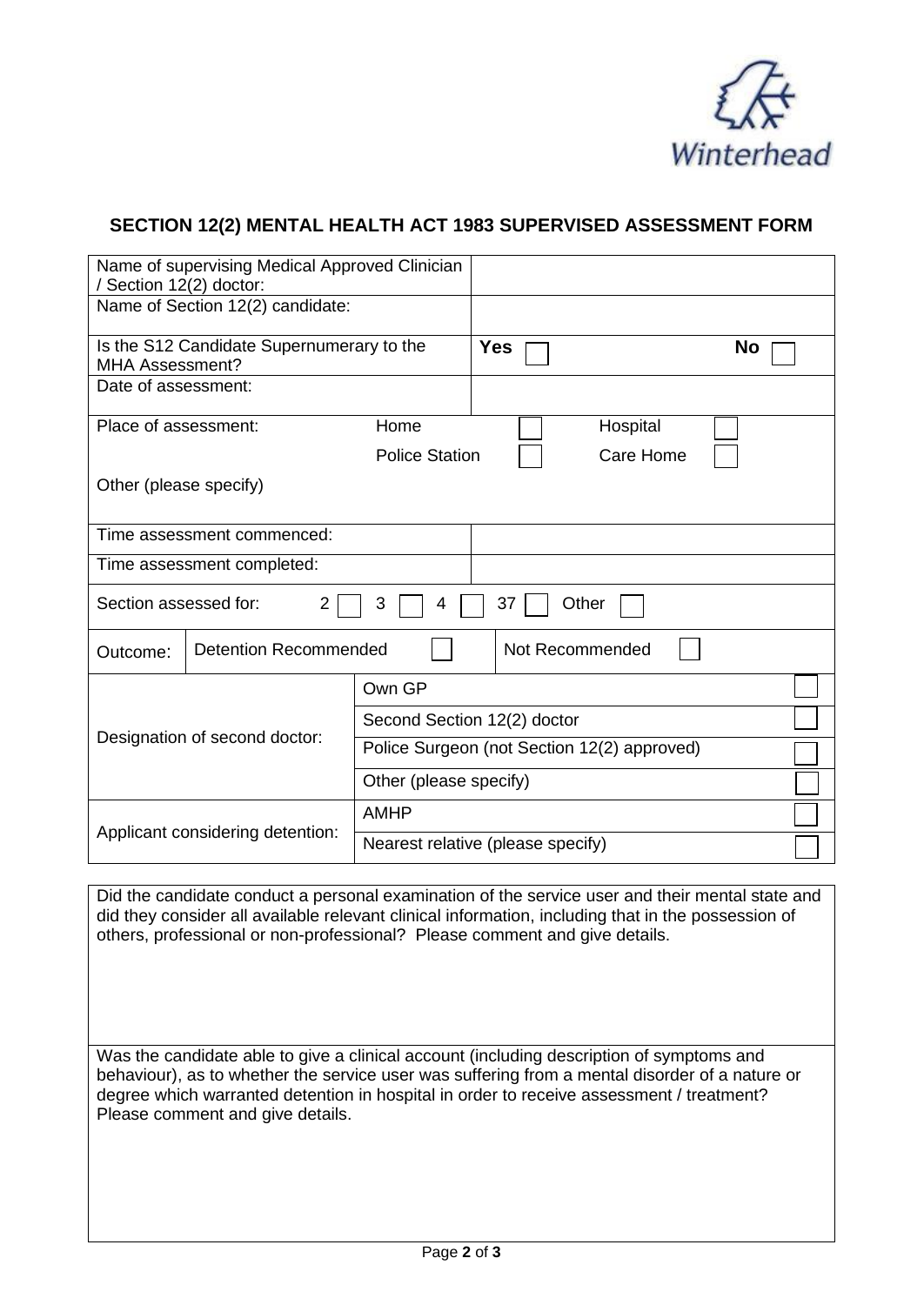Winterhead

## SECTION 12(2) MENTAL HEALTH ACT 1983 SUPERVISED ASSESSMENT FORM

| | |
|---|---|
| Name of supervising Medical Approved Clinician / Section 12(2) doctor: | |
| Name of Section 12(2) candidate: | |
| Is the S12 Candidate Supernumerary to the MHA Assessment? | **Yes** ☐ **No** ☐ |
| Date of assessment: | |
| Place of assessment: Home ☐ Hospital ☐ Police Station ☐ Care Home ☐ Other (please specify) | |
| Time assessment commenced: | |
| Time assessment completed: | |
| Section assessed for: 2 ☐ 3 ☐ 4 ☐ 37 ☐ Other ☐ | |
| Outcome: Detention Recommended ☐ | Not Recommended ☐ |

| | | |
|---|---|---|
| Designation of second doctor: | Own GP | ☐ |
| | Second Section 12(2) doctor | ☐ |
| | Police Surgeon (not Section 12(2) approved) | ☐ |
| | Other (please specify) | ☐ |
| Applicant considering detention: | AMHP | ☐ |
| | Nearest relative (please specify) | ☐ |

| |
|---|
| Did the candidate conduct a personal examination of the service user and their mental state and did they consider all available relevant clinical information, including that in the possession of others, professional or non-professional? Please comment and give details. |
| Was the candidate able to give a clinical account (including description of symptoms and behaviour), as to whether the service user was suffering from a mental disorder of a nature or degree which warranted detention in hospital in order to receive assessment / treatment? Please comment and give details. |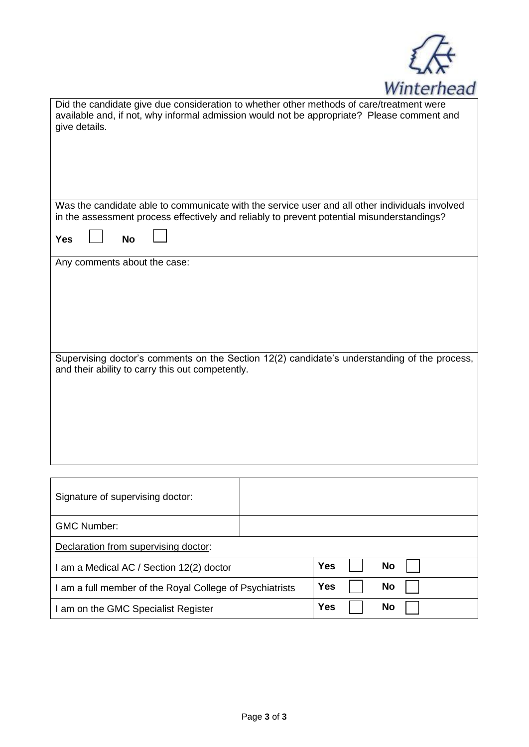Winterhead

| |
|---|
| Did the candidate give due consideration to whether other methods of care/treatment were available and, if not, why informal admission would not be appropriate? Please comment and give details. |
| Was the candidate able to communicate with the service user and all other individuals involved in the assessment process effectively and reliably to prevent potential misunderstandings?<br><br>**Yes** ☐ **No** ☐ |
| Any comments about the case: |
| Supervising doctor's comments on the Section 12(2) candidate's understanding of the process, and their ability to carry this out competently. |

| | |
|---|---|
| Signature of supervising doctor: | |
| GMC Number: | |
| Declaration from supervising doctor: | |
| I am a Medical AC / Section 12(2) doctor | **Yes** ☐ **No** ☐ |
| I am a full member of the Royal College of Psychiatrists | **Yes** ☐ **No** ☐ |
| I am on the GMC Specialist Register | **Yes** ☐ **No** ☐ |